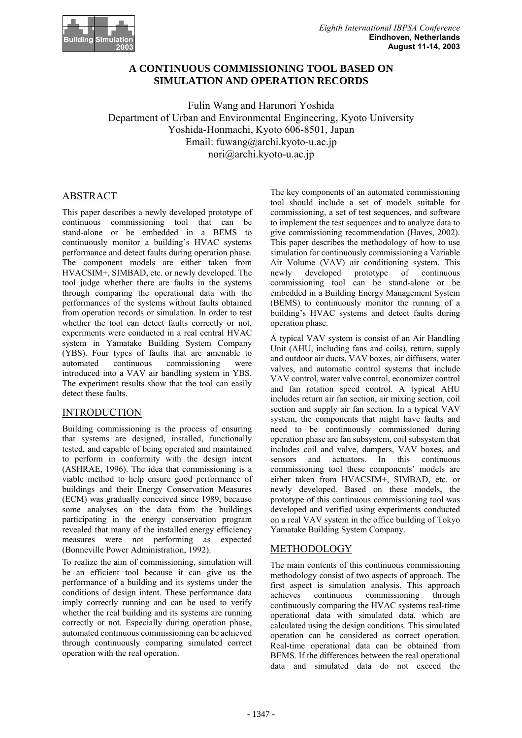# A CONTINUOUS COMMISSIONING TOOL BASED ON SIMULATION AND OPERATION RECORDS

Fulin Wang and Harunori Yoshida
Department of Urban and Environmental Engineering, Kyoto University
Yoshida-Honmachi, Kyoto 606-8501, Japan
Email: fuwang@archi.kyoto-u.ac.jp
nori@archi.kyoto-u.ac.jp

## ABSTRACT

This paper describes a newly developed prototype of continuous commissioning tool that can be stand-alone or be embedded in a BEMS to continuously monitor a building's HVAC systems performance and detect faults during operation phase. The component models are either taken from HVACSIM+, SIMBAD, etc. or newly developed. The tool judge whether there are faults in the systems through comparing the operational data with the performances of the systems without faults obtained from operation records or simulation. In order to test whether the tool can detect faults correctly or not, experiments were conducted in a real central HVAC system in Yamatake Building System Company (YBS). Four types of faults that are amenable to automated continuous commissioning were introduced into a VAV air handling system in YBS. The experiment results show that the tool can easily detect these faults.

## INTRODUCTION

Building commissioning is the process of ensuring that systems are designed, installed, functionally tested, and capable of being operated and maintained to perform in conformity with the design intent (ASHRAE, 1996). The idea that commissioning is a viable method to help ensure good performance of buildings and their Energy Conservation Measures (ECM) was gradually conceived since 1989, because some analyses on the data from the buildings participating in the energy conservation program revealed that many of the installed energy efficiency measures were not performing as expected (Bonneville Power Administration, 1992).

To realize the aim of commissioning, simulation will be an efficient tool because it can give us the performance of a building and its systems under the conditions of design intent. These performance data imply correctly running and can be used to verify whether the real building and its systems are running correctly or not. Especially during operation phase, automated continuous commissioning can be achieved through continuously comparing simulated correct operation with the real operation.

The key components of an automated commissioning tool should include a set of models suitable for commissioning, a set of test sequences, and software to implement the test sequences and to analyze data to give commissioning recommendation (Haves, 2002). This paper describes the methodology of how to use simulation for continuously commissioning a Variable Air Volume (VAV) air conditioning system. This newly developed prototype of continuous commissioning tool can be stand-alone or be embedded in a Building Energy Management System (BEMS) to continuously monitor the running of a building's HVAC systems and detect faults during operation phase.

A typical VAV system is consist of an Air Handling Unit (AHU, including fans and coils), return, supply and outdoor air ducts, VAV boxes, air diffusers, water valves, and automatic control systems that include VAV control, water valve control, economizer control and fan rotation speed control. A typical AHU includes return air fan section, air mixing section, coil section and supply air fan section. In a typical VAV system, the components that might have faults and need to be continuously commissioned during operation phase are fan subsystem, coil subsystem that includes coil and valve, dampers, VAV boxes, and sensors and actuators. In this continuous commissioning tool these components' models are either taken from HVACSIM+, SIMBAD, etc. or newly developed. Based on these models, the prototype of this continuous commissioning tool was developed and verified using experiments conducted on a real VAV system in the office building of Tokyo Yamatake Building System Company.

## METHODOLOGY

The main contents of this continuous commissioning methodology consist of two aspects of approach. The first aspect is simulation analysis. This approach achieves continuous commissioning through continuously comparing the HVAC systems real-time operational data with simulated data, which are calculated using the design conditions. This simulated operation can be considered as correct operation. Real-time operational data can be obtained from BEMS. If the differences between the real operational data and simulated data do not exceed the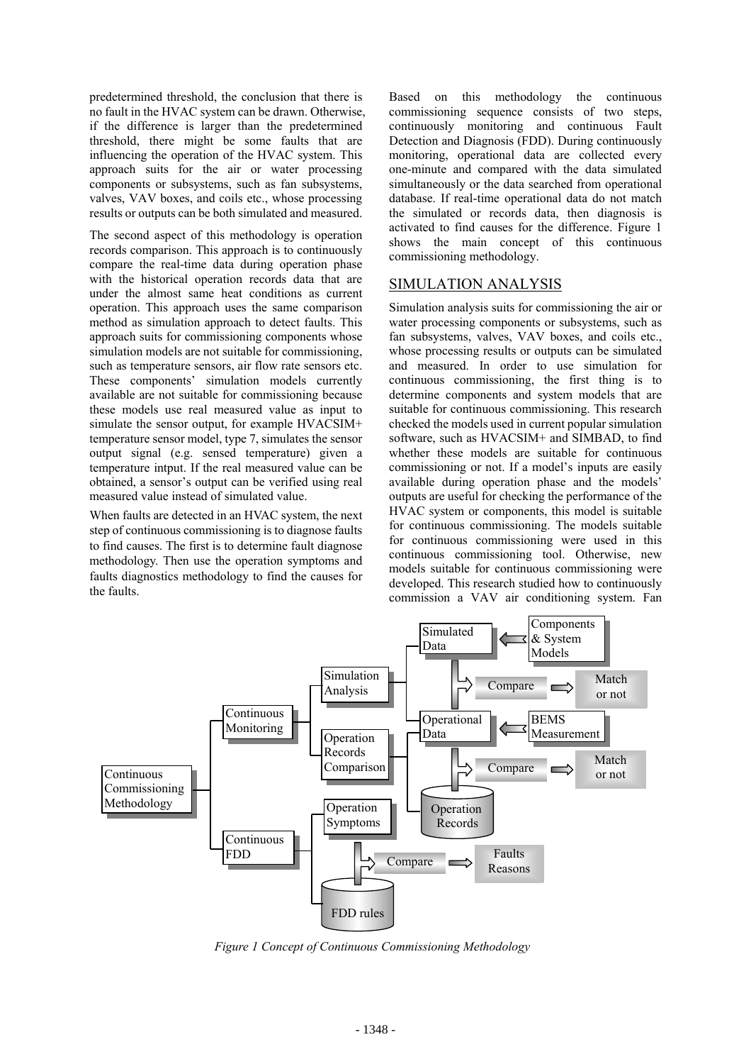predetermined threshold, the conclusion that there is no fault in the HVAC system can be drawn. Otherwise, if the difference is larger than the predetermined threshold, there might be some faults that are influencing the operation of the HVAC system. This approach suits for the air or water processing components or subsystems, such as fan subsystems, valves, VAV boxes, and coils etc., whose processing results or outputs can be both simulated and measured.

The second aspect of this methodology is operation records comparison. This approach is to continuously compare the real-time data during operation phase with the historical operation records data that are under the almost same heat conditions as current operation. This approach uses the same comparison method as simulation approach to detect faults. This approach suits for commissioning components whose simulation models are not suitable for commissioning, such as temperature sensors, air flow rate sensors etc. These components' simulation models currently available are not suitable for commissioning because these models use real measured value as input to simulate the sensor output, for example HVACSIM+ temperature sensor model, type 7, simulates the sensor output signal (e.g. sensed temperature) given a temperature intput. If the real measured value can be obtained, a sensor's output can be verified using real measured value instead of simulated value.

When faults are detected in an HVAC system, the next step of continuous commissioning is to diagnose faults to find causes. The first is to determine fault diagnose methodology. Then use the operation symptoms and faults diagnostics methodology to find the causes for the faults.

Based on this methodology the continuous commissioning sequence consists of two steps, continuously monitoring and continuous Fault Detection and Diagnosis (FDD). During continuously monitoring, operational data are collected every one-minute and compared with the data simulated simultaneously or the data searched from operational database. If real-time operational data do not match the simulated or records data, then diagnosis is activated to find causes for the difference. Figure 1 shows the main concept of this continuous commissioning methodology.

## SIMULATION ANALYSIS

Simulation analysis suits for commissioning the air or water processing components or subsystems, such as fan subsystems, valves, VAV boxes, and coils etc., whose processing results or outputs can be simulated and measured. In order to use simulation for continuous commissioning, the first thing is to determine components and system models that are suitable for continuous commissioning. This research checked the models used in current popular simulation software, such as HVACSIM+ and SIMBAD, to find whether these models are suitable for continuous commissioning or not. If a model's inputs are easily available during operation phase and the models' outputs are useful for checking the performance of the HVAC system or components, this model is suitable for continuous commissioning. The models suitable for continuous commissioning were used in this continuous commissioning tool. Otherwise, new models suitable for continuous commissioning were developed. This research studied how to continuously commission a VAV air conditioning system. Fan

*Figure 1 Concept of Continuous Commissioning Methodology*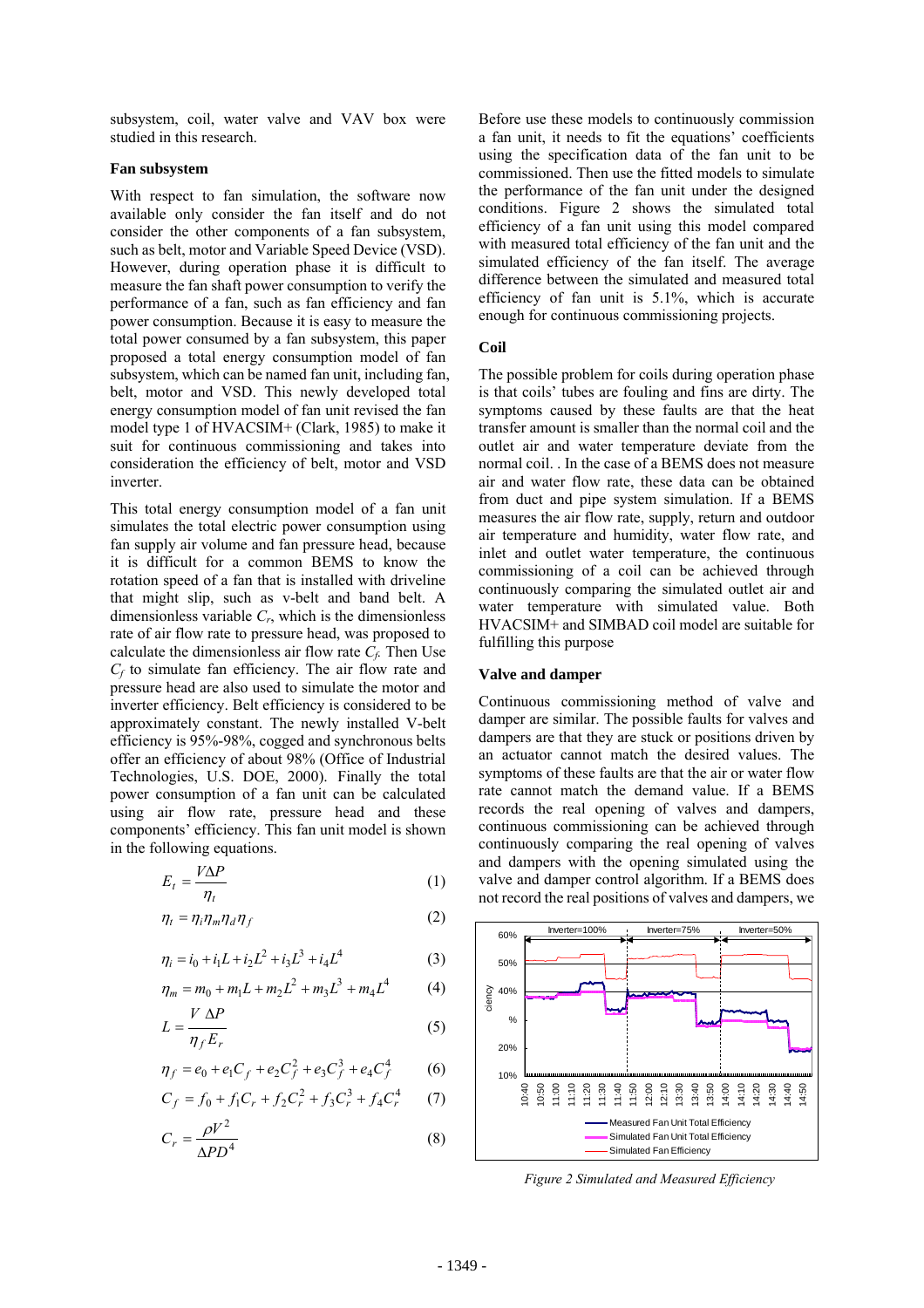subsystem, coil, water valve and VAV box were studied in this research.

### Fan subsystem

With respect to fan simulation, the software now available only consider the fan itself and do not consider the other components of a fan subsystem, such as belt, motor and Variable Speed Device (VSD). However, during operation phase it is difficult to measure the fan shaft power consumption to verify the performance of a fan, such as fan efficiency and fan power consumption. Because it is easy to measure the total power consumed by a fan subsystem, this paper proposed a total energy consumption model of fan subsystem, which can be named fan unit, including fan, belt, motor and VSD. This newly developed total energy consumption model of fan unit revised the fan model type 1 of HVACSIM+ (Clark, 1985) to make it suit for continuous commissioning and takes into consideration the efficiency of belt, motor and VSD inverter.

This total energy consumption model of a fan unit simulates the total electric power consumption using fan supply air volume and fan pressure head, because it is difficult for a common BEMS to know the rotation speed of a fan that is installed with driveline that might slip, such as v-belt and band belt. A dimensionless variable $C_r$, which is the dimensionless rate of air flow rate to pressure head, was proposed to calculate the dimensionless air flow rate $C_f$. Then Use $C_f$ to simulate fan efficiency. The air flow rate and pressure head are also used to simulate the motor and inverter efficiency. Belt efficiency is considered to be approximately constant. The newly installed V-belt efficiency is 95%-98%, cogged and synchronous belts offer an efficiency of about 98% (Office of Industrial Technologies, U.S. DOE, 2000). Finally the total power consumption of a fan unit can be calculated using air flow rate, pressure head and these components' efficiency. This fan unit model is shown in the following equations.

$$E_t = \frac{V\Delta P}{\eta_t} \tag{1}$$

$$\eta_t = \eta_i \eta_m \eta_d \eta_f \tag{2}$$

$$\eta_i = i_0 + i_1 L + i_2 L^2 + i_3 L^3 + i_4 L^4 \tag{3}$$

$$\eta_m = m_0 + m_1 L + m_2 L^2 + m_3 L^3 + m_4 L^4 \tag{4}$$

$$L = \frac{V\ \Delta P}{\eta_f E_r} \tag{5}$$

$$\eta_f = e_0 + e_1 C_f + e_2 C_f^2 + e_3 C_f^3 + e_4 C_f^4 \tag{6}$$

$$C_f = f_0 + f_1 C_r + f_2 C_r^2 + f_3 C_r^3 + f_4 C_r^4 \tag{7}$$

$$C_r = \frac{\rho V^2}{\Delta P D^4} \tag{8}$$

Before use these models to continuously commission a fan unit, it needs to fit the equations' coefficients using the specification data of the fan unit to be commissioned. Then use the fitted models to simulate the performance of the fan unit under the designed conditions. Figure 2 shows the simulated total efficiency of a fan unit using this model compared with measured total efficiency of the fan unit and the simulated efficiency of the fan itself. The average difference between the simulated and measured total efficiency of fan unit is 5.1%, which is accurate enough for continuous commissioning projects.

### Coil

The possible problem for coils during operation phase is that coils' tubes are fouling and fins are dirty. The symptoms caused by these faults are that the heat transfer amount is smaller than the normal coil and the outlet air and water temperature deviate from the normal coil. . In the case of a BEMS does not measure air and water flow rate, these data can be obtained from duct and pipe system simulation. If a BEMS measures the air flow rate, supply, return and outdoor air temperature and humidity, water flow rate, and inlet and outlet water temperature, the continuous commissioning of a coil can be achieved through continuously comparing the simulated outlet air and water temperature with simulated value. Both HVACSIM+ and SIMBAD coil model are suitable for fulfilling this purpose

### Valve and damper

Continuous commissioning method of valve and damper are similar. The possible faults for valves and dampers are that they are stuck or positions driven by an actuator cannot match the desired values. The symptoms of these faults are that the air or water flow rate cannot match the demand value. If a BEMS records the real opening of valves and dampers, continuous commissioning can be achieved through continuously comparing the real opening of valves and dampers with the opening simulated using the valve and damper control algorithm. If a BEMS does not record the real positions of valves and dampers, we

*Figure 2 Simulated and Measured Efficiency*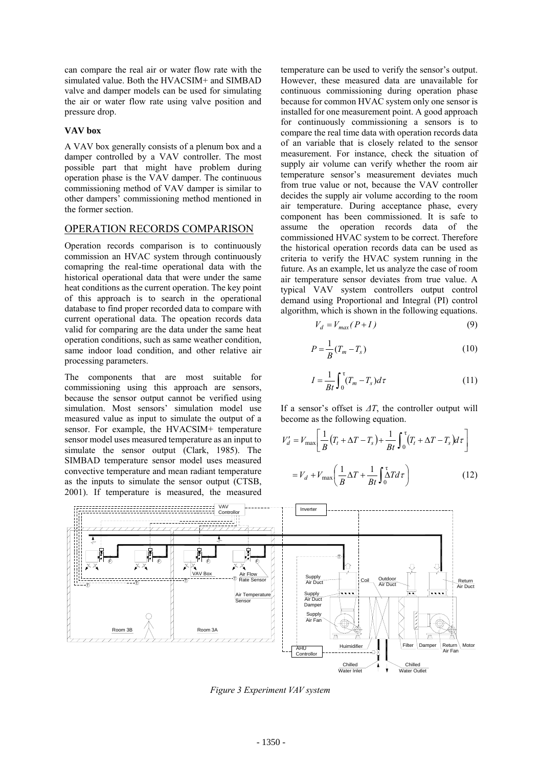can compare the real air or water flow rate with the simulated value. Both the HVACSIM+ and SIMBAD valve and damper models can be used for simulating the air or water flow rate using valve position and pressure drop.

### VAV box

A VAV box generally consists of a plenum box and a damper controlled by a VAV controller. The most possible part that might have problem during operation phase is the VAV damper. The continuous commissioning method of VAV damper is similar to other dampers' commissioning method mentioned in the former section.

## OPERATION RECORDS COMPARISON

Operation records comparison is to continuously commission an HVAC system through continuously comapring the real-time operational data with the historical operational data that were under the same heat conditions as the current operation. The key point of this approach is to search in the operational database to find proper recorded data to compare with current operational data. The opeation records data valid for comparing are the data under the same heat operation conditions, such as same weather condition, same indoor load condition, and other relative air processing parameters.

The components that are most suitable for commissioning using this approach are sensors, because the sensor output cannot be verified using simulation. Most sensors' simulation model use measured value as input to simulate the output of a sensor. For example, the HVACSIM+ temperature sensor model uses measured temperature as an input to simulate the sensor output (Clark, 1985). The SIMBAD temperature sensor model uses measured convective temperature and mean radiant temperature as the inputs to simulate the sensor output (CTSB, 2001). If temperature is measured, the measured temperature can be used to verify the sensor's output. However, these measured data are unavailable for continuous commissioning during operation phase because for common HVAC system only one sensor is installed for one measurement point. A good approach for continuously commissioning a sensors is to compare the real time data with operation records data of an variable that is closely related to the sensor measurement. For instance, check the situation of supply air volume can verify whether the room air temperature sensor's measurement deviates much from true value or not, because the VAV controller decides the supply air volume according to the room air temperature. During acceptance phase, every component has been commissioned. It is safe to assume the operation records data of the commissioned HVAC system to be correct. Therefore the historical operation records data can be used as criteria to verify the HVAC system running in the future. As an example, let us analyze the case of room air temperature sensor deviates from true value. A typical VAV system controllers output control demand using Proportional and Integral (PI) control algorithm, which is shown in the following equations.

$$V_d = V_{max}(P + I) \tag{9}$$

$$P = \frac{1}{B}(T_m - T_s) \tag{10}$$

$$I = \frac{1}{Bt}\int_0^{\tau}(T_m - T_s)d\tau \tag{11}$$

If a sensor's offset is $\Delta T$, the controller output will become as the following equation.

$$V_d' = V_{\max}\left[\frac{1}{B}\left(T_t + \Delta T - T_s\right) + \frac{1}{Bt}\int_0^{\tau}\left(T_t + \Delta T - T_s\right)d\tau\right]$$

$$= V_d + V_{\max}\left(\frac{1}{B}\Delta T + \frac{1}{Bt}\int_0^{\tau}\Delta T d\tau\right) \tag{12}$$

*Figure 3 Experiment VAV system*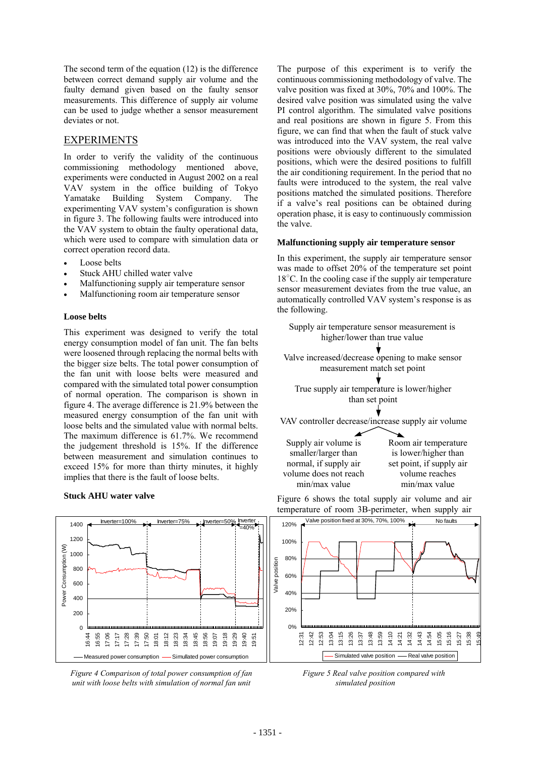The second term of the equation (12) is the difference between correct demand supply air volume and the faulty demand given based on the faulty sensor measurements. This difference of supply air volume can be used to judge whether a sensor measurement deviates or not.

## EXPERIMENTS

In order to verify the validity of the continuous commissioning methodology mentioned above, experiments were conducted in August 2002 on a real VAV system in the office building of Tokyo Yamatake Building System Company. The experimenting VAV system's configuration is shown in figure 3. The following faults were introduced into the VAV system to obtain the faulty operational data, which were used to compare with simulation data or correct operation record data.

- Loose belts
- Stuck AHU chilled water valve
- Malfunctioning supply air temperature sensor
- Malfunctioning room air temperature sensor

### Loose belts

This experiment was designed to verify the total energy consumption model of fan unit. The fan belts were loosened through replacing the normal belts with the bigger size belts. The total power consumption of the fan unit with loose belts were measured and compared with the simulated total power consumption of normal operation. The comparison is shown in figure 4. The average difference is 21.9% between the measured energy consumption of the fan unit with loose belts and the simulated value with normal belts. The maximum difference is 61.7%. We recommend the judgement threshold is 15%. If the difference between measurement and simulation continues to exceed 15% for more than thirty minutes, it highly implies that there is the fault of loose belts.

### Stuck AHU water valve

The purpose of this experiment is to verify the continuous commissioning methodology of valve. The valve position was fixed at 30%, 70% and 100%. The desired valve position was simulated using the valve PI control algorithm. The simulated valve positions and real positions are shown in figure 5. From this figure, we can find that when the fault of stuck valve was introduced into the VAV system, the real valve positions were obviously different to the simulated positions, which were the desired positions to fulfill the air conditioning requirement. In the period that no faults were introduced to the system, the real valve positions matched the simulated positions. Therefore if a valve's real positions can be obtained during operation phase, it is easy to continuously commission the valve.

*Figure 4 Comparison of total power consumption of fan unit with loose belts with simulation of normal fan unit*

*Figure 5 Real valve position compared with simulated position*

### Malfunctioning supply air temperature sensor

In this experiment, the supply air temperature sensor was made to offset 20% of the temperature set point 18°C. In the cooling case if the supply air temperature sensor measurement deviates from the true value, an automatically controlled VAV system's response is as the following.

Supply air temperature sensor measurement is higher/lower than true value
↓
Valve increased/decrease opening to make sensor measurement match set point
↓
True supply air temperature is lower/higher than set point
↓
VAV controller decrease/increase supply air volume
↙ ↘
Supply air volume is smaller/larger than normal, if supply air volume does not reach min/max value | Room air temperature is lower/higher than set point, if supply air volume reaches min/max value

Figure 6 shows the total supply air volume and air temperature of room 3B-perimeter, when supply air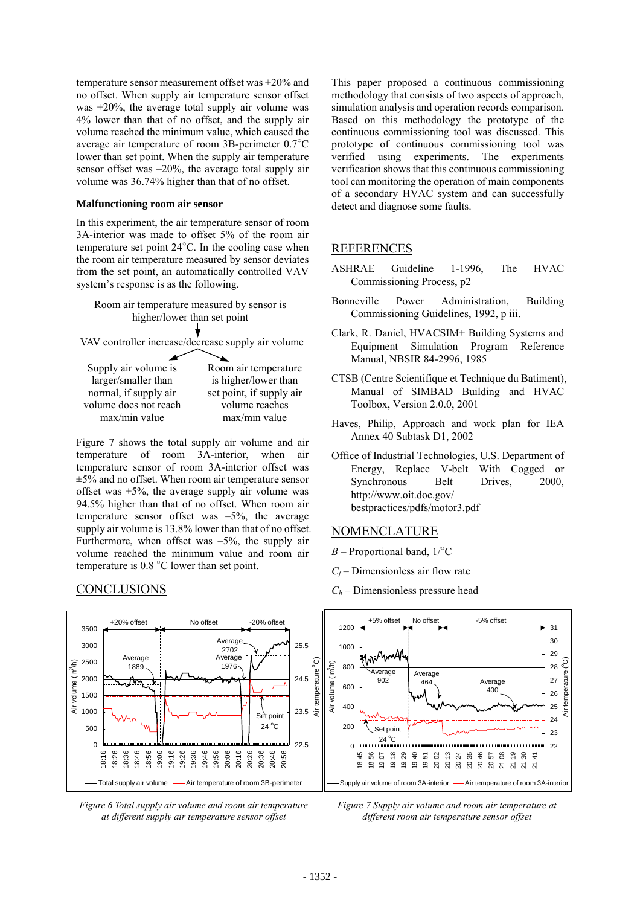temperature sensor measurement offset was ±20% and no offset. When supply air temperature sensor offset was +20%, the average total supply air volume was 4% lower than that of no offset, and the supply air volume reached the minimum value, which caused the average air temperature of room 3B-perimeter 0.7°C lower than set point. When the supply air temperature sensor offset was –20%, the average total supply air volume was 36.74% higher than that of no offset.

**Malfunctioning room air sensor**

In this experiment, the air temperature sensor of room 3A-interior was made to offset 5% of the room air temperature set point 24°C. In the cooling case when the room air temperature measured by sensor deviates from the set point, an automatically controlled VAV system's response is as the following.

Room air temperature measured by sensor is higher/lower than set point

↓

VAV controller increase/decrease supply air volume

↙ ↘

Supply air volume is larger/smaller than normal, if supply air volume does not reach max/min value

Room air temperature is higher/lower than set point, if supply air volume reaches max/min value

Figure 7 shows the total supply air volume and air temperature of room 3A-interior, when air temperature sensor of room 3A-interior offset was ±5% and no offset. When room air temperature sensor offset was +5%, the average supply air volume was 94.5% higher than that of no offset. When room air temperature sensor offset was –5%, the average supply air volume is 13.8% lower than that of no offset. Furthermore, when offset was –5%, the supply air volume reached the minimum value and room air temperature is 0.8 °C lower than set point.

## CONCLUSIONS

This paper proposed a continuous commissioning methodology that consists of two aspects of approach, simulation analysis and operation records comparison. Based on this methodology the prototype of the continuous commissioning tool was discussed. This prototype of continuous commissioning tool was verified using experiments. The experiments verification shows that this continuous commissioning tool can monitoring the operation of main components of a secondary HVAC system and can successfully detect and diagnose some faults.

## REFERENCES

ASHRAE Guideline 1-1996, The HVAC Commissioning Process, p2

Bonneville Power Administration, Building Commissioning Guidelines, 1992, p iii.

Clark, R. Daniel, HVACSIM+ Building Systems and Equipment Simulation Program Reference Manual, NBSIR 84-2996, 1985

CTSB (Centre Scientifique et Technique du Batiment), Manual of SIMBAD Building and HVAC Toolbox, Version 2.0.0, 2001

Haves, Philip, Approach and work plan for IEA Annex 40 Subtask D1, 2002

Office of Industrial Technologies, U.S. Department of Energy, Replace V-belt With Cogged or Synchronous Belt Drives, 2000, http://www.oit.doe.gov/ bestpractices/pdfs/motor3.pdf

## NOMENCLATURE

$B$ – Proportional band, 1/°C

$C_f$ – Dimensionless air flow rate

$C_h$ – Dimensionless pressure head

*Figure 6 Total supply air volume and room air temperature at different supply air temperature sensor offset*

*Figure 7 Supply air volume and room air temperature at different room air temperature sensor offset*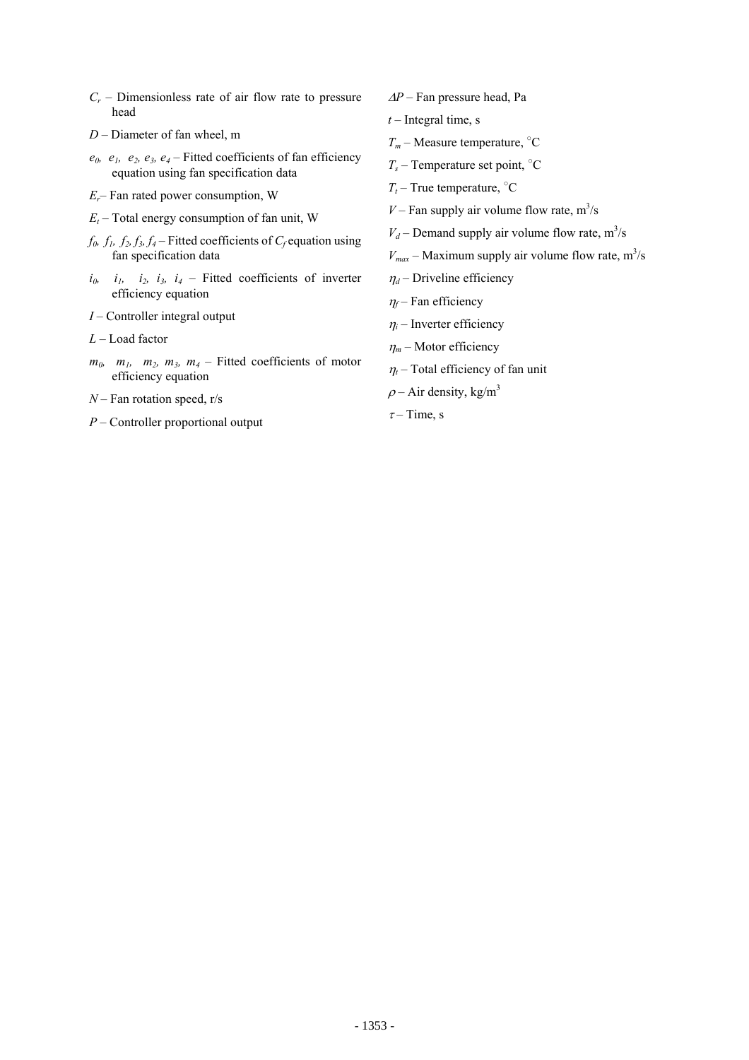$C_r$ – Dimensionless rate of air flow rate to pressure head

$D$ – Diameter of fan wheel, m

$e_0$, $e_1$, $e_2$, $e_3$, $e_4$ – Fitted coefficients of fan efficiency equation using fan specification data

$E_r$– Fan rated power consumption, W

$E_t$ – Total energy consumption of fan unit, W

$f_0$, $f_1$, $f_2$, $f_3$, $f_4$ – Fitted coefficients of $C_f$ equation using fan specification data

$i_0$, $i_1$, $i_2$, $i_3$, $i_4$ – Fitted coefficients of inverter efficiency equation

$I$ – Controller integral output

$L$ – Load factor

$m_0$, $m_1$, $m_2$, $m_3$, $m_4$ – Fitted coefficients of motor efficiency equation

$N$ – Fan rotation speed, r/s

$P$ – Controller proportional output

$\Delta P$ – Fan pressure head, Pa

$t$ – Integral time, s

$T_m$ – Measure temperature, °C

$T_s$ – Temperature set point, °C

$T_t$ – True temperature, °C

$V$ – Fan supply air volume flow rate, $m^3/s$

$V_d$ – Demand supply air volume flow rate, $m^3/s$

$V_{max}$ – Maximum supply air volume flow rate, $m^3/s$

$\eta_d$ – Driveline efficiency

$\eta_f$ – Fan efficiency

$\eta_i$ – Inverter efficiency

$\eta_m$ – Motor efficiency

$\eta_t$ – Total efficiency of fan unit

$\rho$ – Air density, $kg/m^3$

$\tau$ – Time, s